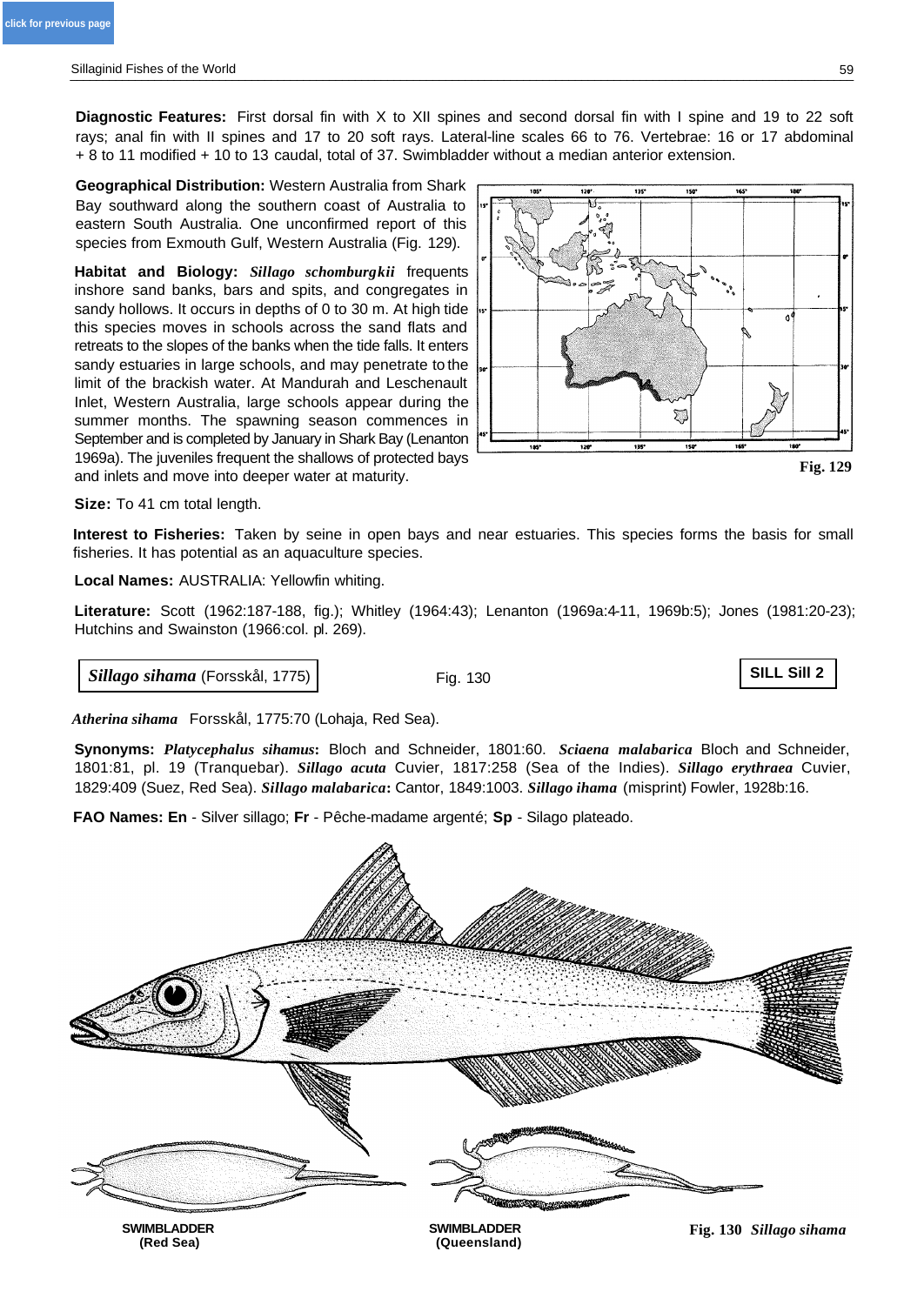**Diagnostic Features:** First dorsal fin with X to XII spines and second dorsal fin with I spine and 19 to 22 soft rays; anal fin with II spines and 17 to 20 soft rays. Lateral-line scales 66 to 76. Vertebrae: 16 or 17 abdominal + 8 to 11 modified + 10 to 13 caudal, total of 37. Swimbladder without a median anterior extension.

**Geographical Distribution:** Western Australia from Shark Bay southward along the southern coast of Australia to eastern South Australia. One unconfirmed report of this species from Exmouth Gulf, Western Australia (Fig. 129).

**Habitat and Biology:** ***Sillago schomburgkii*** frequents inshore sand banks, bars and spits, and congregates in sandy hollows. It occurs in depths of 0 to 30 m. At high tide this species moves in schools across the sand flats and retreats to the slopes of the banks when the tide falls. It enters sandy estuaries in large schools, and may penetrate to the limit of the brackish water. At Mandurah and Leschenault Inlet, Western Australia, large schools appear during the summer months. The spawning season commences in September and is completed by January in Shark Bay (Lenanton 1969a). The juveniles frequent the shallows of protected bays and inlets and move into deeper water at maturity.

Fig. 129

**Size:** To 41 cm total length.

**Interest to Fisheries:** Taken by seine in open bays and near estuaries. This species forms the basis for small fisheries. It has potential as an aquaculture species.

**Local Names:** AUSTRALIA: Yellowfin whiting.

**Literature:** Scott (1962:187-188, fig.); Whitley (1964:43); Lenanton (1969a:4-11, 1969b:5); Jones (1981:20-23); Hutchins and Swainston (1966:col. pl. 269).

## ***Sillago sihama*** (Forsskål, 1775)

Fig. 130

SILL Sill 2

***Atherina sihama*** Forsskål, 1775:70 (Lohaja, Red Sea).

**Synonyms:** ***Platycephalus sihamus*:** Bloch and Schneider, 1801:60. ***Sciaena malabarica*** Bloch and Schneider, 1801:81, pl. 19 (Tranquebar). ***Sillago acuta*** Cuvier, 1817:258 (Sea of the Indies). ***Sillago erythraea*** Cuvier, 1829:409 (Suez, Red Sea). ***Sillago malabarica*:** Cantor, 1849:1003. ***Sillago ihama*** (misprint) Fowler, 1928b:16.

**FAO Names: En** - Silver sillago; **Fr** - Pêche-madame argenté; **Sp** - Silago plateado.

SWIMBLADDER (Red Sea)

SWIMBLADDER (Queensland)

**Fig. 130** ***Sillago sihama***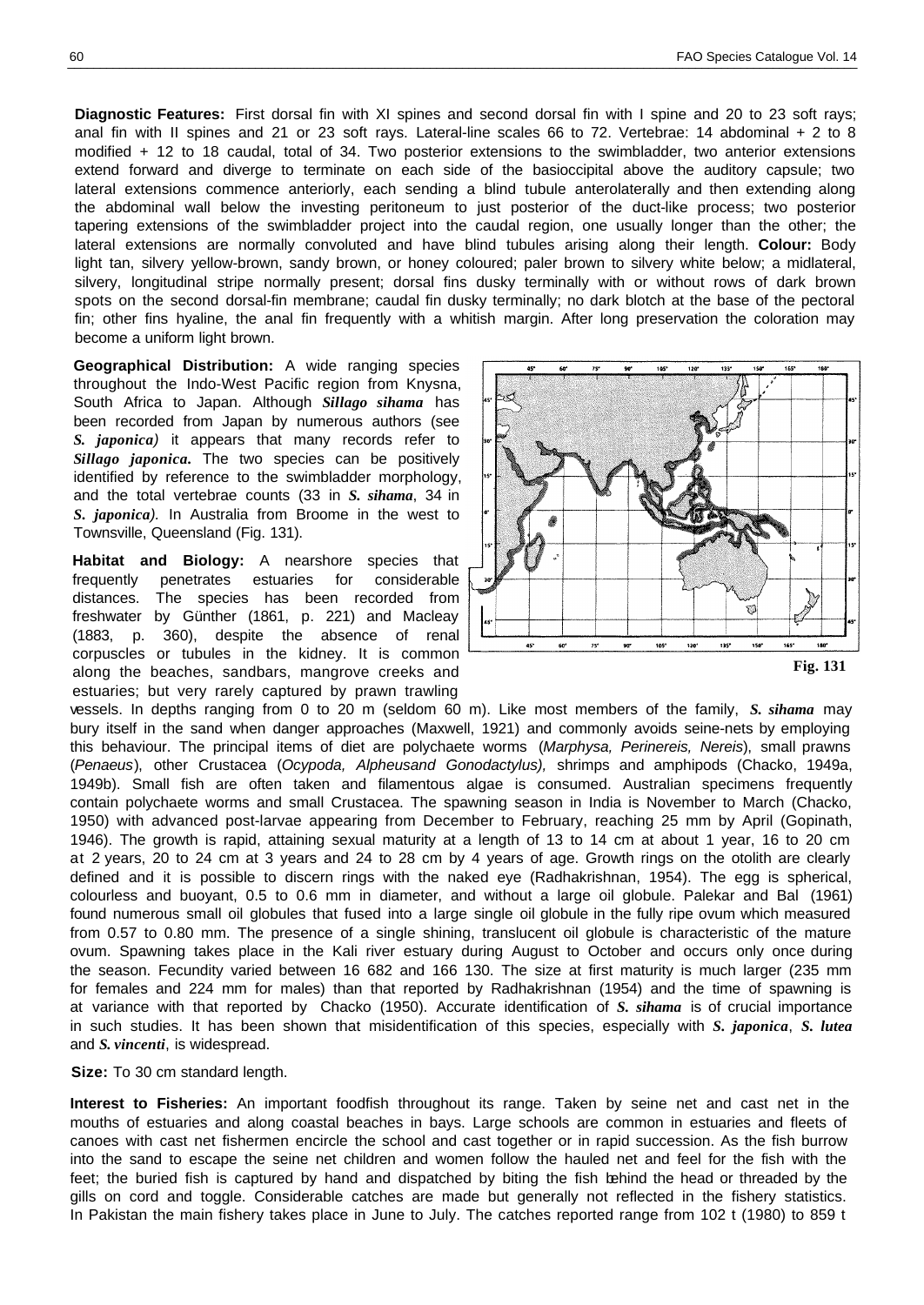**Diagnostic Features:** First dorsal fin with XI spines and second dorsal fin with I spine and 20 to 23 soft rays; anal fin with II spines and 21 or 23 soft rays. Lateral-line scales 66 to 72. Vertebrae: 14 abdominal + 2 to 8 modified + 12 to 18 caudal, total of 34. Two posterior extensions to the swimbladder, two anterior extensions extend forward and diverge to terminate on each side of the basioccipital above the auditory capsule; two lateral extensions commence anteriorly, each sending a blind tubule anterolaterally and then extending along the abdominal wall below the investing peritoneum to just posterior of the duct-like process; two posterior tapering extensions of the swimbladder project into the caudal region, one usually longer than the other; the lateral extensions are normally convoluted and have blind tubules arising along their length. **Colour:** Body light tan, silvery yellow-brown, sandy brown, or honey coloured; paler brown to silvery white below; a midlateral, silvery, longitudinal stripe normally present; dorsal fins dusky terminally with or without rows of dark brown spots on the second dorsal-fin membrane; caudal fin dusky terminally; no dark blotch at the base of the pectoral fin; other fins hyaline, the anal fin frequently with a whitish margin. After long preservation the coloration may become a uniform light brown.

**Geographical Distribution:** A wide ranging species throughout the Indo-West Pacific region from Knysna, South Africa to Japan. Although ***Sillago sihama*** has been recorded from Japan by numerous authors (see ***S. japonica***) it appears that many records refer to ***Sillago japonica***. The two species can be positively identified by reference to the swimbladder morphology, and the total vertebrae counts (33 in ***S. sihama***, 34 in ***S. japonica***). In Australia from Broome in the west to Townsville, Queensland (Fig. 131).

Fig. 131

**Habitat and Biology:** A nearshore species that frequently penetrates estuaries for considerable distances. The species has been recorded from freshwater by Günther (1861, p. 221) and Macleay (1883, p. 360), despite the absence of renal corpuscles or tubules in the kidney. It is common along the beaches, sandbars, mangrove creeks and estuaries; but very rarely captured by prawn trawling vessels. In depths ranging from 0 to 20 m (seldom 60 m). Like most members of the family, ***S. sihama*** may bury itself in the sand when danger approaches (Maxwell, 1921) and commonly avoids seine-nets by employing this behaviour. The principal items of diet are polychaete worms (*Marphysa, Perinereis, Nereis*), small prawns (*Penaeus*), other Crustacea (*Ocypoda, Alpheusand Gonodactylus),* shrimps and amphipods (Chacko, 1949a, 1949b). Small fish are often taken and filamentous algae is consumed. Australian specimens frequently contain polychaete worms and small Crustacea. The spawning season in India is November to March (Chacko, 1950) with advanced post-larvae appearing from December to February, reaching 25 mm by April (Gopinath, 1946). The growth is rapid, attaining sexual maturity at a length of 13 to 14 cm at about 1 year, 16 to 20 cm at 2 years, 20 to 24 cm at 3 years and 24 to 28 cm by 4 years of age. Growth rings on the otolith are clearly defined and it is possible to discern rings with the naked eye (Radhakrishnan, 1954). The egg is spherical, colourless and buoyant, 0.5 to 0.6 mm in diameter, and without a large oil globule. Palekar and Bal (1961) found numerous small oil globules that fused into a large single oil globule in the fully ripe ovum which measured from 0.57 to 0.80 mm. The presence of a single shining, translucent oil globule is characteristic of the mature ovum. Spawning takes place in the Kali river estuary during August to October and occurs only once during the season. Fecundity varied between 16 682 and 166 130. The size at first maturity is much larger (235 mm for females and 224 mm for males) than that reported by Radhakrishnan (1954) and the time of spawning is at variance with that reported by Chacko (1950). Accurate identification of ***S. sihama*** is of crucial importance in such studies. It has been shown that misidentification of this species, especially with ***S. japonica***, ***S. lutea*** and ***S. vincenti***, is widespread.

**Size:** To 30 cm standard length.

**Interest to Fisheries:** An important foodfish throughout its range. Taken by seine net and cast net in the mouths of estuaries and along coastal beaches in bays. Large schools are common in estuaries and fleets of canoes with cast net fishermen encircle the school and cast together or in rapid succession. As the fish burrow into the sand to escape the seine net children and women follow the hauled net and feel for the fish with the feet; the buried fish is captured by hand and dispatched by biting the fish behind the head or threaded by the gills on cord and toggle. Considerable catches are made but generally not reflected in the fishery statistics. In Pakistan the main fishery takes place in June to July. The catches reported range from 102 t (1980) to 859 t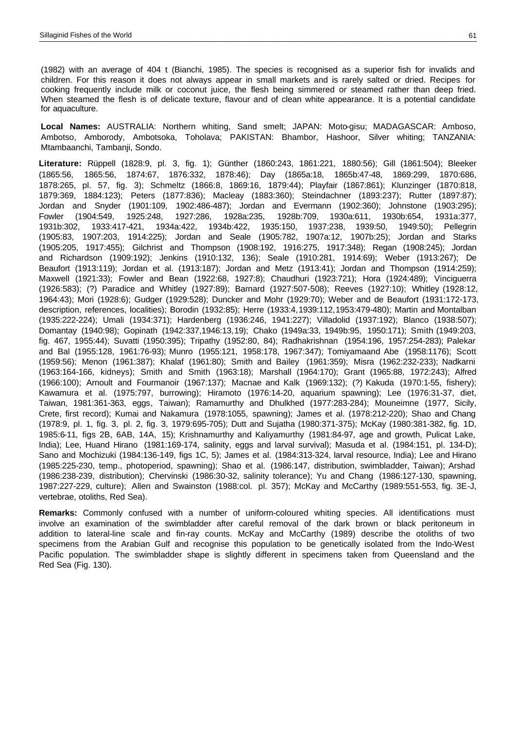(1982) with an average of 404 t (Bianchi, 1985). The species is recognised as a superior fish for invalids and children. For this reason it does not always appear in small markets and is rarely salted or dried. Recipes for cooking frequently include milk or coconut juice, the flesh being simmered or steamed rather than deep fried. When steamed the flesh is of delicate texture, flavour and of clean white appearance. It is a potential candidate for aquaculture.

**Local Names:** AUSTRALIA: Northern whiting, Sand smelt; JAPAN: Moto-gisu; MADAGASCAR: Amboso, Ambotso, Amborody, Ambotsoka, Toholava; PAKISTAN: Bhambor, Hashoor, Silver whiting; TANZANIA: Mtambaanchi, Tambanji, Sondo.

**Literature:** Rüppell (1828:9, pl. 3, fig. 1); Günther (1860:243, 1861:221, 1880:56); Gill (1861:504); Bleeker (1865:56, 1865:56, 1874:67, 1876:332, 1878:46); Day (1865a:18, 1865b:47-48, 1869:299, 1870:686, 1878:265, pl. 57, fig. 3); Schmeltz (1866:8, 1869:16, 1879:44); Playfair (1867:861); Klunzinger (1870:818, 1879:369, 1884:123); Peters (1877:836); Macleay (1883:360); Steindachner (1893:237); Rutter (1897:87); Jordan and Snyder (1901:109, 1902:486-487); Jordan and Evermann (1902:360); Johnstone (1903:295); Fowler (1904:549, 1925:248, 1927:286, 1928a:235, 1928b:709, 1930a:611, 1930b:654, 1931a:377, 1931b:302, 1933:417-421, 1934a:422, 1934b:422, 1935:150, 1937:238, 1939:50, 1949:50); Pellegrin (1905:83, 1907:203, 1914:225); Jordan and Seale (1905:782, 1907a:12, 1907b:25); Jordan and Starks (1905:205, 1917:455); Gilchrist and Thompson (1908:192, 1916:275, 1917:348); Regan (1908:245); Jordan and Richardson (1909:192); Jenkins (1910:132, 136); Seale (1910:281, 1914:69); Weber (1913:267); De Beaufort (1913:119); Jordan et al. (1913:187); Jordan and Metz (1913:41); Jordan and Thompson (1914:259); Maxwell (1921:33); Fowler and Bean (1922:68, 1927:8); Chaudhuri (1923:721); Hora (1924:489); Vinciguerra (1926:583); (?) Paradice and Whitley (1927:89); Barnard (1927:507-508); Reeves (1927:10); Whitley (1928:12, 1964:43); Mori (1928:6); Gudger (1929:528); Duncker and Mohr (1929:70); Weber and de Beaufort (1931:172-173, description, references, localities); Borodin (1932:85); Herre (1933:4,1939:112,1953:479-480); Martin and Montalban (1935:222-224); Umali (1934:371); Hardenberg (1936:246, 1941:227); Villadolid (1937:192); Blanco (1938:507); Domantay (1940:98); Gopinath (1942:337,1946:13,19); Chako (1949a:33, 1949b:95, 1950:171); Smith (1949:203, fig. 467, 1955:44); Suvatti (1950:395); Tripathy (1952:80, 84); Radhakrishnan (1954:196, 1957:254-283); Palekar and Bal (1955:128, 1961:76-93); Munro (1955:121, 1958:178, 1967:347); Tomiyamaand Abe (1958:1176); Scott (1959:56); Menon (1961:387); Khalaf (1961:80); Smith and Bailey (1961:359); Misra (1962:232-233); Nadkarni (1963:164-166, kidneys); Smith and Smith (1963:18); Marshall (1964:170); Grant (1965:88, 1972:243); Alfred (1966:100); Arnoult and Fourmanoir (1967:137); Macnae and Kalk (1969:132); (?) Kakuda (1970:1-55, fishery); Kawamura et al. (1975:797, burrowing); Hiramoto (1976:14-20, aquarium spawning); Lee (1976:31-37, diet, Taiwan, 1981:361-363, eggs, Taiwan); Ramamurthy and Dhulkhed (1977:283-284); Mouneimne (1977, Sicily, Crete, first record); Kumai and Nakamura (1978:1055, spawning); James et al. (1978:212-220); Shao and Chang (1978:9, pl. 1, fig. 3, pl. 2, fig. 3, 1979:695-705); Dutt and Sujatha (1980:371-375); McKay (1980:381-382, fig. 1D, 1985:6-11, figs 2B, 6AB, 14A, 15); Krishnamurthy and Kaliyamurthy (1981:84-97, age and growth, Pulicat Lake, India); Lee, Huand Hirano (1981:169-174, salinity, eggs and larval survival); Masuda et al. (1984:151, pl. 134-D); Sano and Mochizuki (1984:136-149, figs 1C, 5); James et al. (1984:313-324, larval resource, India); Lee and Hirano (1985:225-230, temp., photoperiod, spawning); Shao et al. (1986:147, distribution, swimbladder, Taiwan); Arshad (1986:238-239, distribution); Chervinski (1986:30-32, salinity tolerance); Yu and Chang (1986:127-130, spawning, 1987:227-229, culture); Allen and Swainston (1988:col. pl. 357); McKay and McCarthy (1989:551-553, fig. 3E-J, vertebrae, otoliths, Red Sea).

**Remarks:** Commonly confused with a number of uniform-coloured whiting species. All identifications must involve an examination of the swimbladder after careful removal of the dark brown or black peritoneum in addition to lateral-line scale and fin-ray counts. McKay and McCarthy (1989) describe the otoliths of two specimens from the Arabian Gulf and recognise this population to be genetically isolated from the Indo-West Pacific population. The swimbladder shape is slightly different in specimens taken from Queensland and the Red Sea (Fig. 130).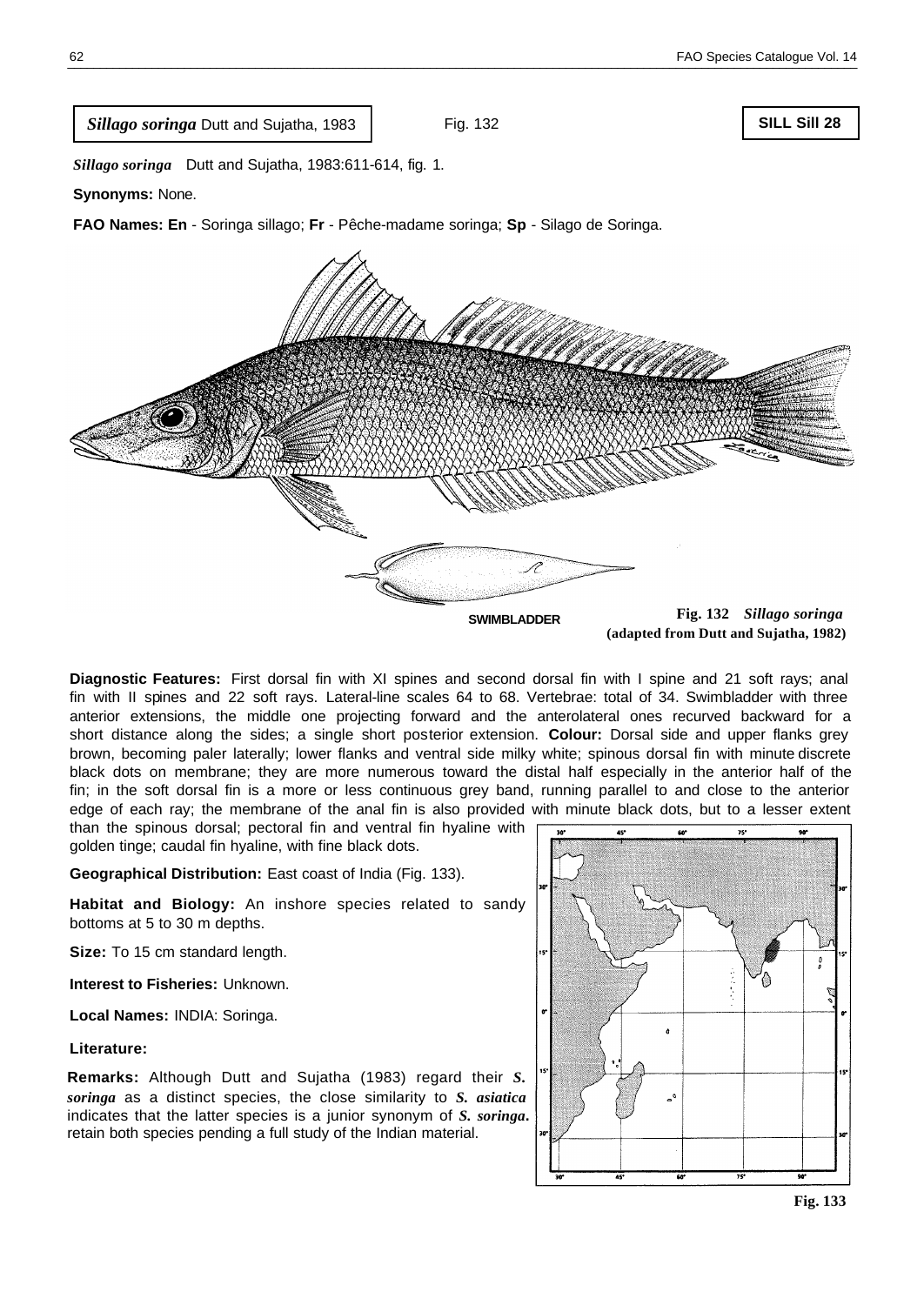**_Sillago soringa_ Dutt and Sujatha, 1983** Fig. 132 **SILL Sill 28**

***Sillago soringa*** Dutt and Sujatha, 1983:611-614, fig. 1.

**Synonyms:** None.

**FAO Names: En** - Soringa sillago; **Fr** - Pêche-madame soringa; **Sp** - Silago de Soringa.

SWIMBLADDER

**Fig. 132 _Sillago soringa_ (adapted from Dutt and Sujatha, 1982)**

**Diagnostic Features:** First dorsal fin with XI spines and second dorsal fin with I spine and 21 soft rays; anal fin with II spines and 22 soft rays. Lateral-line scales 64 to 68. Vertebrae: total of 34. Swimbladder with three anterior extensions, the middle one projecting forward and the anterolateral ones recurved backward for a short distance along the sides; a single short posterior extension. **Colour:** Dorsal side and upper flanks grey brown, becoming paler laterally; lower flanks and ventral side milky white; spinous dorsal fin with minute discrete black dots on membrane; they are more numerous toward the distal half especially in the anterior half of the fin; in the soft dorsal fin is a more or less continuous grey band, running parallel to and close to the anterior edge of each ray; the membrane of the anal fin is also provided with minute black dots, but to a lesser extent than the spinous dorsal; pectoral fin and ventral fin hyaline with golden tinge; caudal fin hyaline, with fine black dots.

**Geographical Distribution:** East coast of India (Fig. 133).

**Habitat and Biology:** An inshore species related to sandy bottoms at 5 to 30 m depths.

**Size:** To 15 cm standard length.

**Interest to Fisheries:** Unknown.

**Local Names:** INDIA: Soringa.

**Literature:**

**Remarks:** Although Dutt and Sujatha (1983) regard their ***S. soringa*** as a distinct species, the close similarity to ***S. asiatica*** indicates that the latter species is a junior synonym of ***S. soringa***. retain both species pending a full study of the Indian material.

**Fig. 133**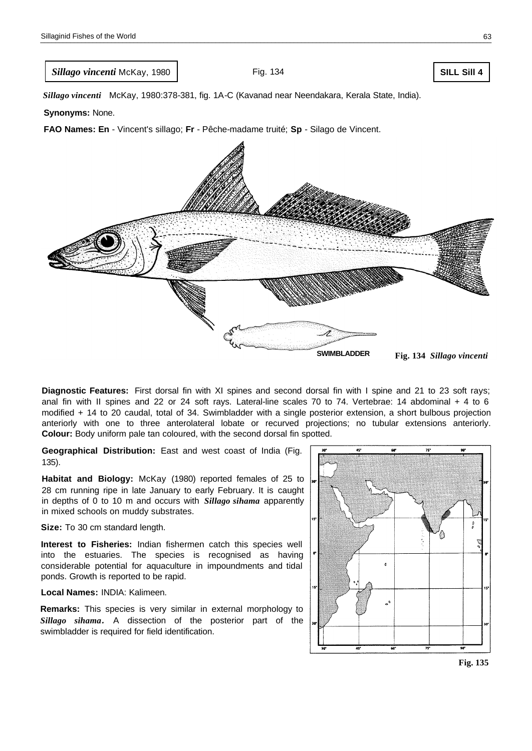**_Sillago vincenti_ McKay, 1980** Fig. 134 **SILL Sill 4**

***Sillago vincenti*** McKay, 1980:378-381, fig. 1A-C (Kavanad near Neendakara, Kerala State, India).

**Synonyms:** None.

**FAO Names: En** - Vincent's sillago; **Fr** - Pêche-madame truité; **Sp** - Silago de Vincent.

SWIMBLADDER

**Fig. 134** ***Sillago vincenti***

**Diagnostic Features:** First dorsal fin with XI spines and second dorsal fin with I spine and 21 to 23 soft rays; anal fin with II spines and 22 or 24 soft rays. Lateral-line scales 70 to 74. Vertebrae: 14 abdominal + 4 to 6 modified + 14 to 20 caudal, total of 34. Swimbladder with a single posterior extension, a short bulbous projection anteriorly with one to three anterolateral lobate or recurved projections; no tubular extensions anteriorly. **Colour:** Body uniform pale tan coloured, with the second dorsal fin spotted.

**Geographical Distribution:** East and west coast of India (Fig. 135).

**Habitat and Biology:** McKay (1980) reported females of 25 to 28 cm running ripe in late January to early February. It is caught in depths of 0 to 10 m and occurs with ***Sillago sihama*** apparently in mixed schools on muddy substrates.

**Size:** To 30 cm standard length.

**Interest to Fisheries:** Indian fishermen catch this species well into the estuaries. The species is recognised as having considerable potential for aquaculture in impoundments and tidal ponds. Growth is reported to be rapid.

**Local Names:** INDIA: Kalimeen.

**Remarks:** This species is very similar in external morphology to ***Sillago sihama***. A dissection of the posterior part of the swimbladder is required for field identification.

**Fig. 135**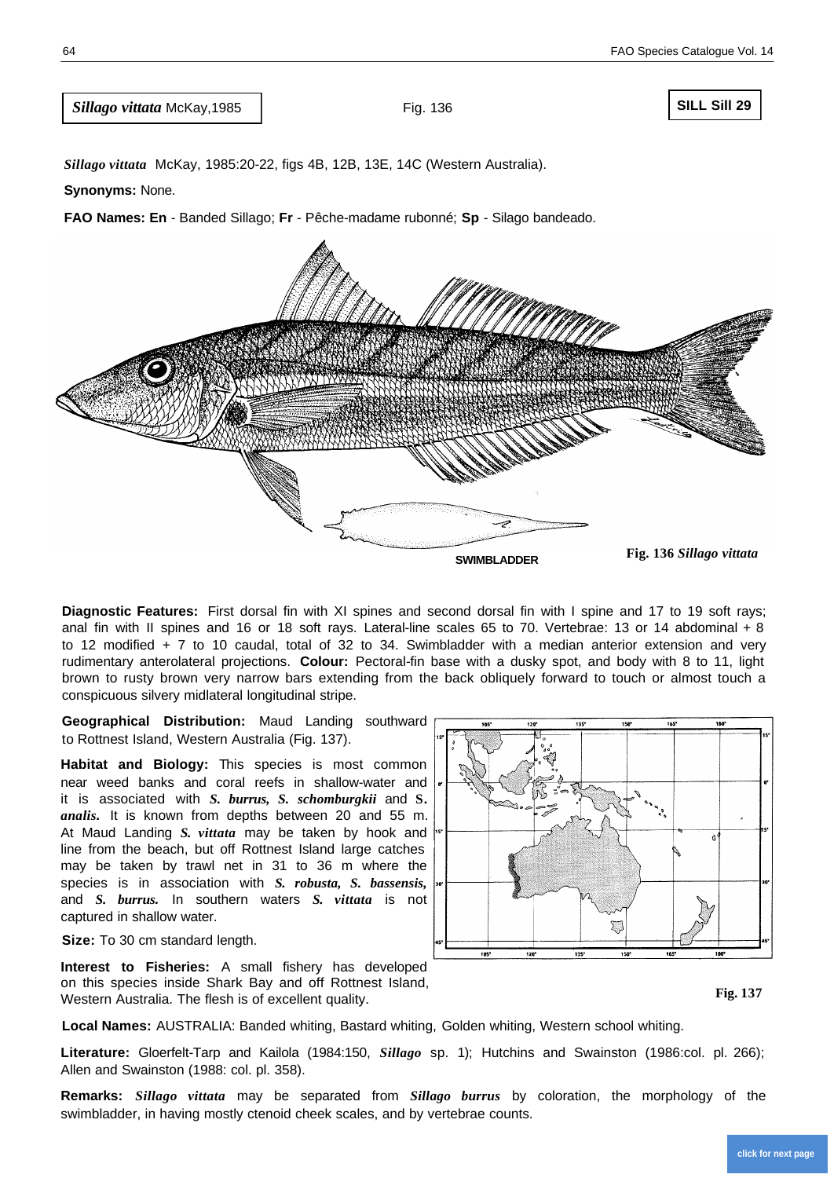**_Sillago vittata_ McKay,1985** Fig. 136 **SILL Sill 29**

***Sillago vittata*** McKay, 1985:20-22, figs 4B, 12B, 13E, 14C (Western Australia).

**Synonyms:** None.

**FAO Names: En** - Banded Sillago; **Fr** - Pêche-madame rubonné; **Sp** - Silago bandeado.

SWIMBLADDER

**Fig. 136 *Sillago vittata***

**Diagnostic Features:** First dorsal fin with XI spines and second dorsal fin with I spine and 17 to 19 soft rays; anal fin with II spines and 16 or 18 soft rays. Lateral-line scales 65 to 70. Vertebrae: 13 or 14 abdominal + 8 to 12 modified + 7 to 10 caudal, total of 32 to 34. Swimbladder with a median anterior extension and very rudimentary anterolateral projections. **Colour:** Pectoral-fin base with a dusky spot, and body with 8 to 11, light brown to rusty brown very narrow bars extending from the back obliquely forward to touch or almost touch a conspicuous silvery midlateral longitudinal stripe.

**Geographical Distribution:** Maud Landing southward to Rottnest Island, Western Australia (Fig. 137).

**Habitat and Biology:** This species is most common near weed banks and coral reefs in shallow-water and it is associated with ***S. burrus, S. schomburgkii*** and ***S. analis.*** It is known from depths between 20 and 55 m. At Maud Landing ***S. vittata*** may be taken by hook and line from the beach, but off Rottnest Island large catches may be taken by trawl net in 31 to 36 m where the species is in association with ***S. robusta, S. bassensis,*** and ***S. burrus.*** In southern waters ***S. vittata*** is not captured in shallow water.

**Size:** To 30 cm standard length.

**Interest to Fisheries:** A small fishery has developed on this species inside Shark Bay and off Rottnest Island, Western Australia. The flesh is of excellent quality.

105° 120° 135° 150° 165° 180°
15° 0° 15° 30° 45°

**Fig. 137**

**Local Names:** AUSTRALIA: Banded whiting, Bastard whiting, Golden whiting, Western school whiting.

**Literature:** Gloerfelt-Tarp and Kailola (1984:150, ***Sillago*** sp. 1); Hutchins and Swainston (1986:col. pl. 266); Allen and Swainston (1988: col. pl. 358).

**Remarks:** ***Sillago vittata*** may be separated from ***Sillago burrus*** by coloration, the morphology of the swimbladder, in having mostly ctenoid cheek scales, and by vertebrae counts.